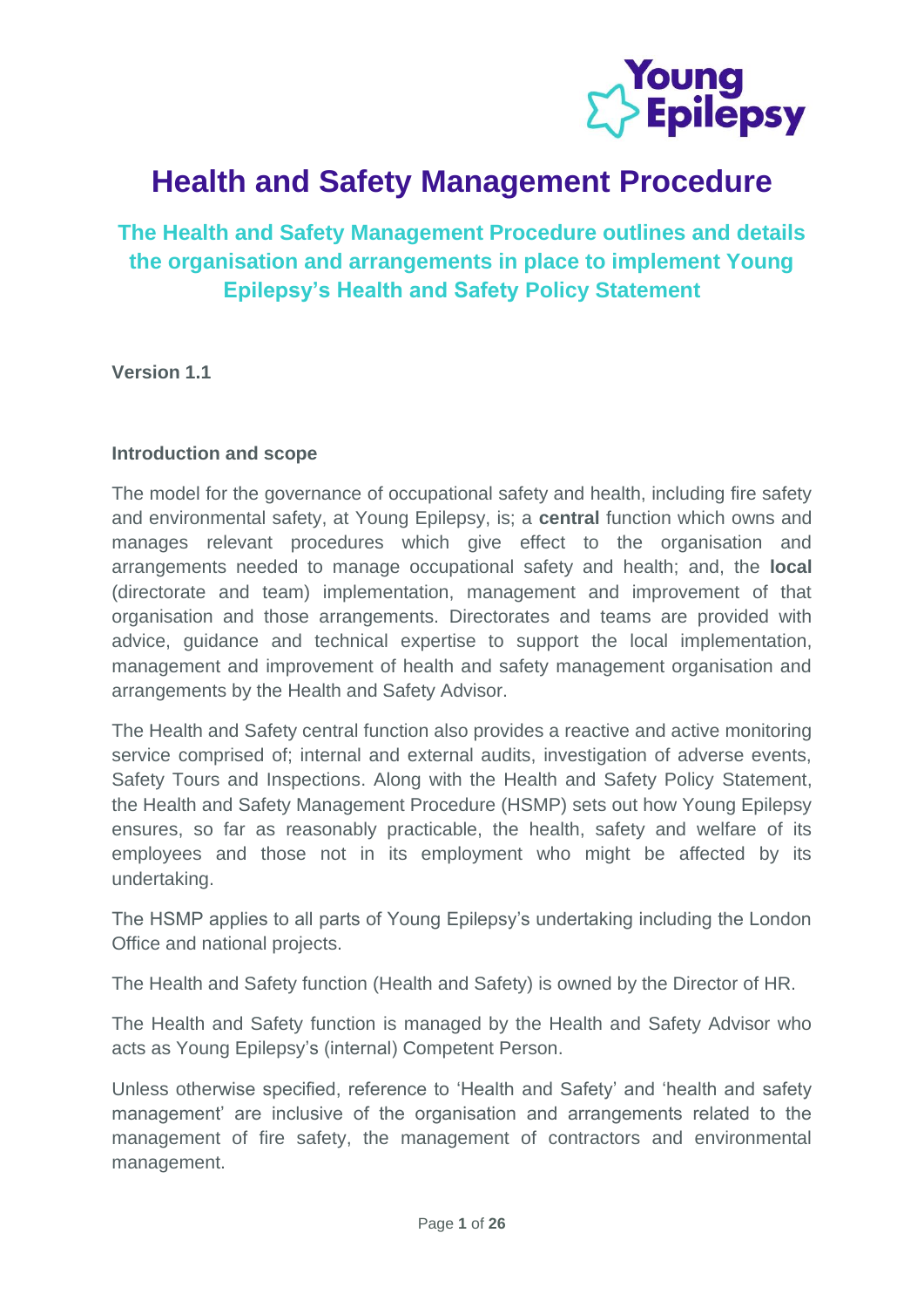# Health and Safety Management Procedure

## The Health and Safety Management Procedure outlines and details the organisation and arrangements in place to implement Young Epilepsy's Health and Safety Policy Statement

**Version 1.1**

**Introduction and scope**

The model for the governance of occupational safety and health, including fire safety and environmental safety, at Young Epilepsy, is; a **central** function which owns and manages relevant procedures which give effect to the organisation and arrangements needed to manage occupational safety and health; and, the **local** (directorate and team) implementation, management and improvement of that organisation and those arrangements. Directorates and teams are provided with advice, guidance and technical expertise to support the local implementation, management and improvement of health and safety management organisation and arrangements by the Health and Safety Advisor.

The Health and Safety central function also provides a reactive and active monitoring service comprised of; internal and external audits, investigation of adverse events, Safety Tours and Inspections. Along with the Health and Safety Policy Statement, the Health and Safety Management Procedure (HSMP) sets out how Young Epilepsy ensures, so far as reasonably practicable, the health, safety and welfare of its employees and those not in its employment who might be affected by its undertaking.

The HSMP applies to all parts of Young Epilepsy's undertaking including the London Office and national projects.

The Health and Safety function (Health and Safety) is owned by the Director of HR.

The Health and Safety function is managed by the Health and Safety Advisor who acts as Young Epilepsy's (internal) Competent Person.

Unless otherwise specified, reference to 'Health and Safety' and 'health and safety management' are inclusive of the organisation and arrangements related to the management of fire safety, the management of contractors and environmental management.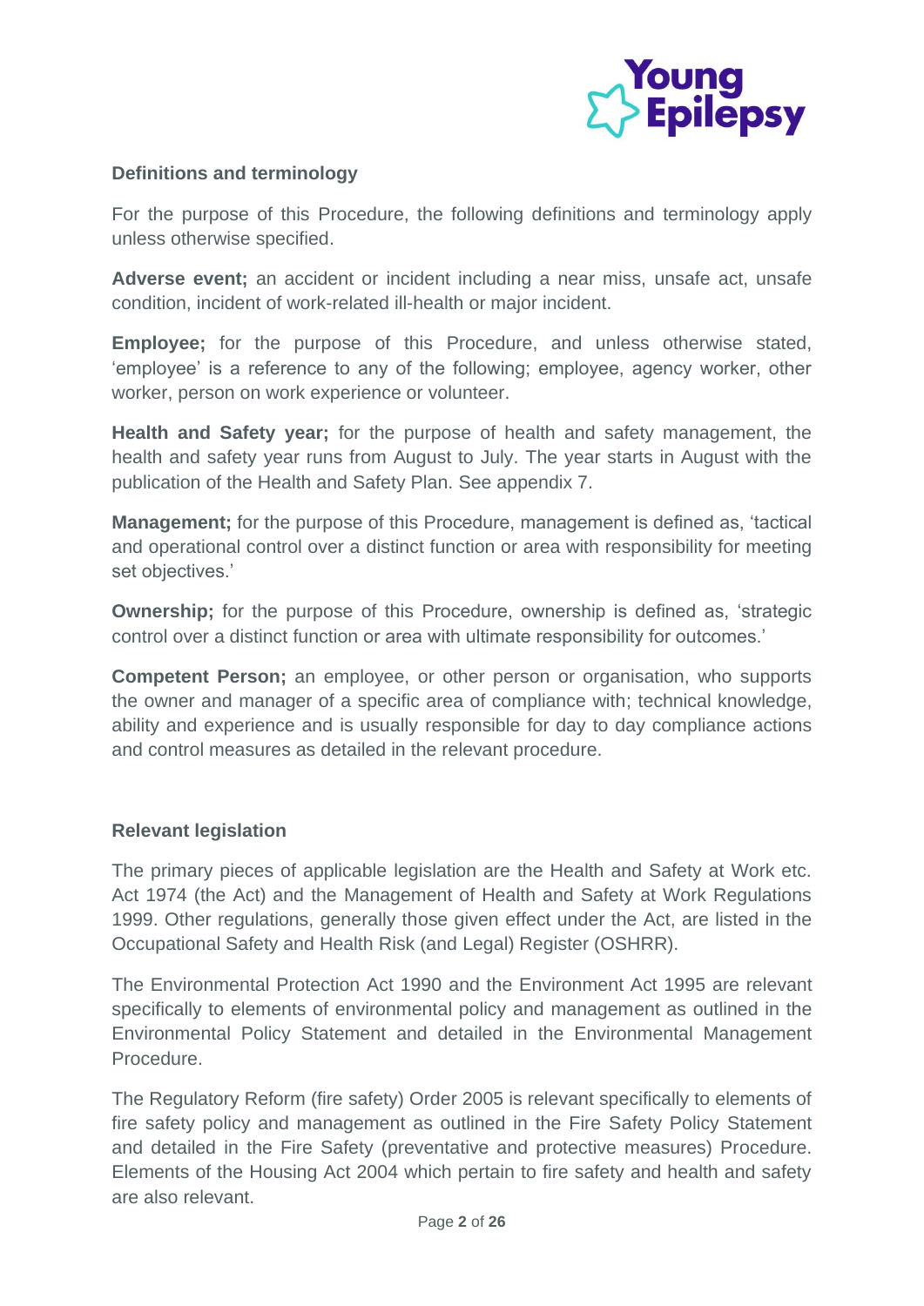## Definitions and terminology

For the purpose of this Procedure, the following definitions and terminology apply unless otherwise specified.

**Adverse event;** an accident or incident including a near miss, unsafe act, unsafe condition, incident of work-related ill-health or major incident.

**Employee;** for the purpose of this Procedure, and unless otherwise stated, 'employee' is a reference to any of the following; employee, agency worker, other worker, person on work experience or volunteer.

**Health and Safety year;** for the purpose of health and safety management, the health and safety year runs from August to July. The year starts in August with the publication of the Health and Safety Plan. See appendix 7.

**Management;** for the purpose of this Procedure, management is defined as, 'tactical and operational control over a distinct function or area with responsibility for meeting set objectives.'

**Ownership;** for the purpose of this Procedure, ownership is defined as, 'strategic control over a distinct function or area with ultimate responsibility for outcomes.'

**Competent Person;** an employee, or other person or organisation, who supports the owner and manager of a specific area of compliance with; technical knowledge, ability and experience and is usually responsible for day to day compliance actions and control measures as detailed in the relevant procedure.

## Relevant legislation

The primary pieces of applicable legislation are the Health and Safety at Work etc. Act 1974 (the Act) and the Management of Health and Safety at Work Regulations 1999. Other regulations, generally those given effect under the Act, are listed in the Occupational Safety and Health Risk (and Legal) Register (OSHRR).

The Environmental Protection Act 1990 and the Environment Act 1995 are relevant specifically to elements of environmental policy and management as outlined in the Environmental Policy Statement and detailed in the Environmental Management Procedure.

The Regulatory Reform (fire safety) Order 2005 is relevant specifically to elements of fire safety policy and management as outlined in the Fire Safety Policy Statement and detailed in the Fire Safety (preventative and protective measures) Procedure. Elements of the Housing Act 2004 which pertain to fire safety and health and safety are also relevant.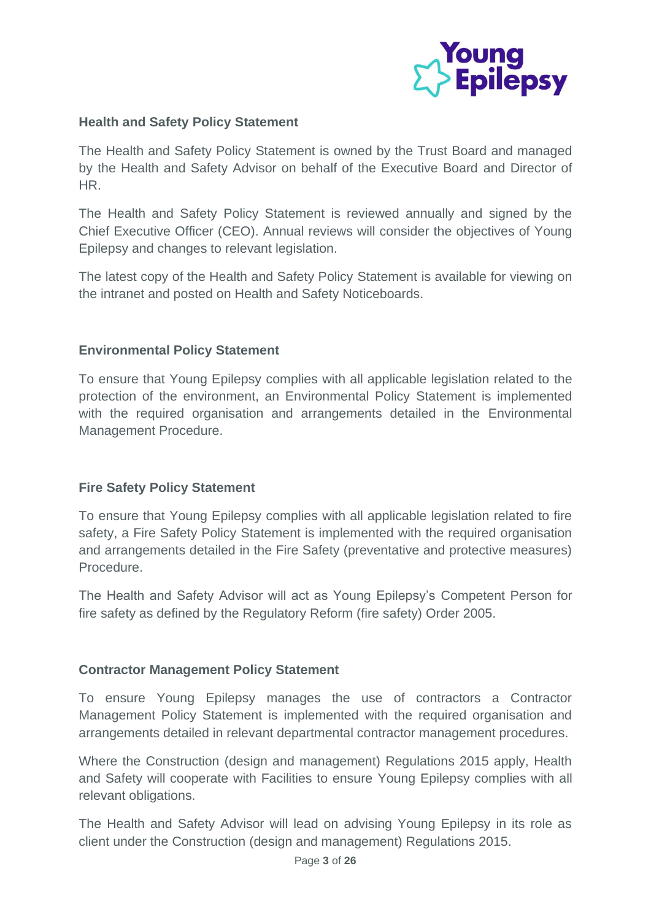**Health and Safety Policy Statement**

The Health and Safety Policy Statement is owned by the Trust Board and managed by the Health and Safety Advisor on behalf of the Executive Board and Director of HR.

The Health and Safety Policy Statement is reviewed annually and signed by the Chief Executive Officer (CEO). Annual reviews will consider the objectives of Young Epilepsy and changes to relevant legislation.

The latest copy of the Health and Safety Policy Statement is available for viewing on the intranet and posted on Health and Safety Noticeboards.

**Environmental Policy Statement**

To ensure that Young Epilepsy complies with all applicable legislation related to the protection of the environment, an Environmental Policy Statement is implemented with the required organisation and arrangements detailed in the Environmental Management Procedure.

**Fire Safety Policy Statement**

To ensure that Young Epilepsy complies with all applicable legislation related to fire safety, a Fire Safety Policy Statement is implemented with the required organisation and arrangements detailed in the Fire Safety (preventative and protective measures) Procedure.

The Health and Safety Advisor will act as Young Epilepsy's Competent Person for fire safety as defined by the Regulatory Reform (fire safety) Order 2005.

**Contractor Management Policy Statement**

To ensure Young Epilepsy manages the use of contractors a Contractor Management Policy Statement is implemented with the required organisation and arrangements detailed in relevant departmental contractor management procedures.

Where the Construction (design and management) Regulations 2015 apply, Health and Safety will cooperate with Facilities to ensure Young Epilepsy complies with all relevant obligations.

The Health and Safety Advisor will lead on advising Young Epilepsy in its role as client under the Construction (design and management) Regulations 2015.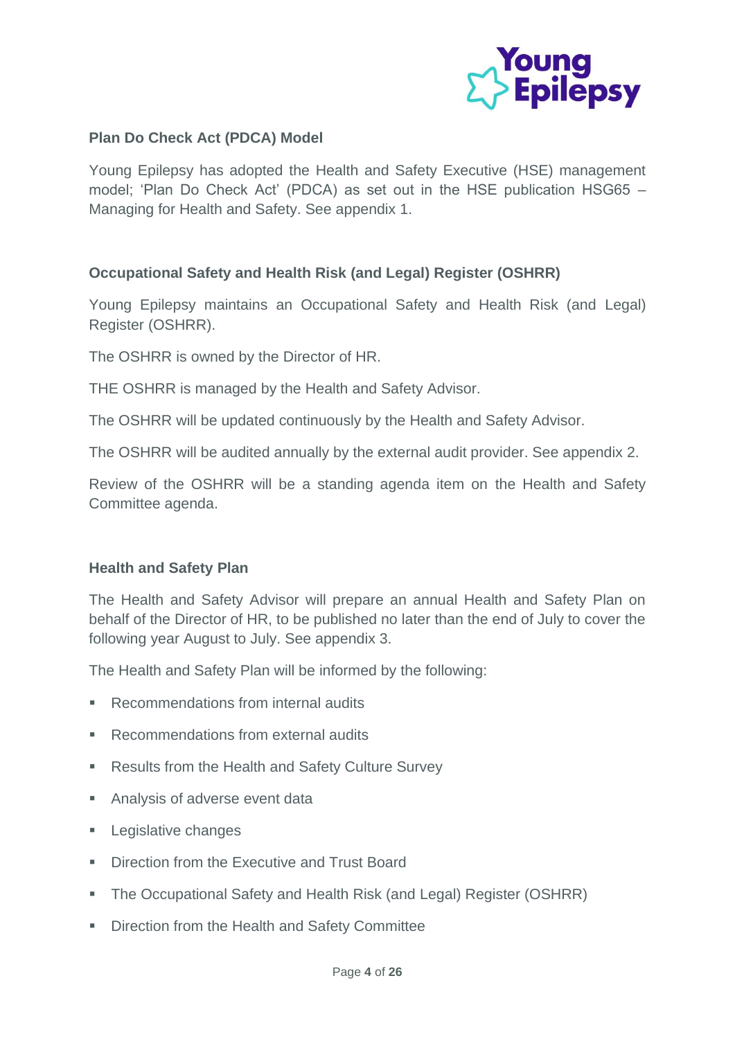### Plan Do Check Act (PDCA) Model

Young Epilepsy has adopted the Health and Safety Executive (HSE) management model; 'Plan Do Check Act' (PDCA) as set out in the HSE publication HSG65 – Managing for Health and Safety. See appendix 1.

### Occupational Safety and Health Risk (and Legal) Register (OSHRR)

Young Epilepsy maintains an Occupational Safety and Health Risk (and Legal) Register (OSHRR).

The OSHRR is owned by the Director of HR.

THE OSHRR is managed by the Health and Safety Advisor.

The OSHRR will be updated continuously by the Health and Safety Advisor.

The OSHRR will be audited annually by the external audit provider. See appendix 2.

Review of the OSHRR will be a standing agenda item on the Health and Safety Committee agenda.

### Health and Safety Plan

The Health and Safety Advisor will prepare an annual Health and Safety Plan on behalf of the Director of HR, to be published no later than the end of July to cover the following year August to July. See appendix 3.

The Health and Safety Plan will be informed by the following:

- Recommendations from internal audits
- Recommendations from external audits
- Results from the Health and Safety Culture Survey
- Analysis of adverse event data
- Legislative changes
- Direction from the Executive and Trust Board
- The Occupational Safety and Health Risk (and Legal) Register (OSHRR)
- Direction from the Health and Safety Committee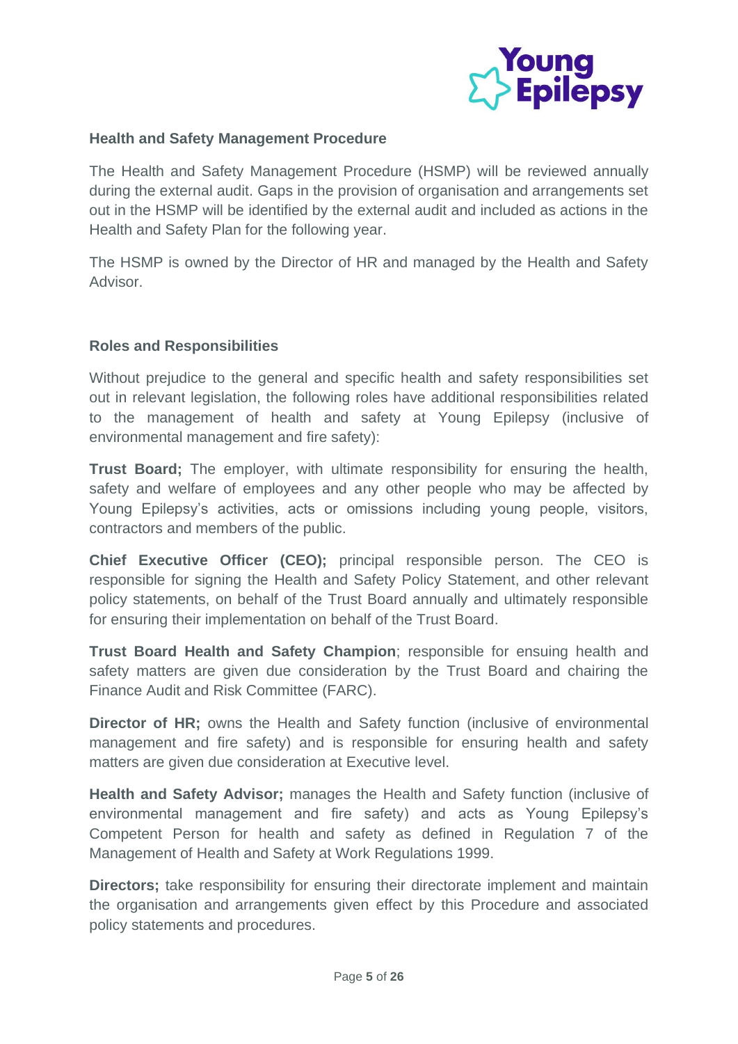## Health and Safety Management Procedure

The Health and Safety Management Procedure (HSMP) will be reviewed annually during the external audit. Gaps in the provision of organisation and arrangements set out in the HSMP will be identified by the external audit and included as actions in the Health and Safety Plan for the following year.

The HSMP is owned by the Director of HR and managed by the Health and Safety Advisor.

## Roles and Responsibilities

Without prejudice to the general and specific health and safety responsibilities set out in relevant legislation, the following roles have additional responsibilities related to the management of health and safety at Young Epilepsy (inclusive of environmental management and fire safety):

**Trust Board;** The employer, with ultimate responsibility for ensuring the health, safety and welfare of employees and any other people who may be affected by Young Epilepsy's activities, acts or omissions including young people, visitors, contractors and members of the public.

**Chief Executive Officer (CEO);** principal responsible person. The CEO is responsible for signing the Health and Safety Policy Statement, and other relevant policy statements, on behalf of the Trust Board annually and ultimately responsible for ensuring their implementation on behalf of the Trust Board.

**Trust Board Health and Safety Champion**; responsible for ensuing health and safety matters are given due consideration by the Trust Board and chairing the Finance Audit and Risk Committee (FARC).

**Director of HR;** owns the Health and Safety function (inclusive of environmental management and fire safety) and is responsible for ensuring health and safety matters are given due consideration at Executive level.

**Health and Safety Advisor;** manages the Health and Safety function (inclusive of environmental management and fire safety) and acts as Young Epilepsy's Competent Person for health and safety as defined in Regulation 7 of the Management of Health and Safety at Work Regulations 1999.

**Directors;** take responsibility for ensuring their directorate implement and maintain the organisation and arrangements given effect by this Procedure and associated policy statements and procedures.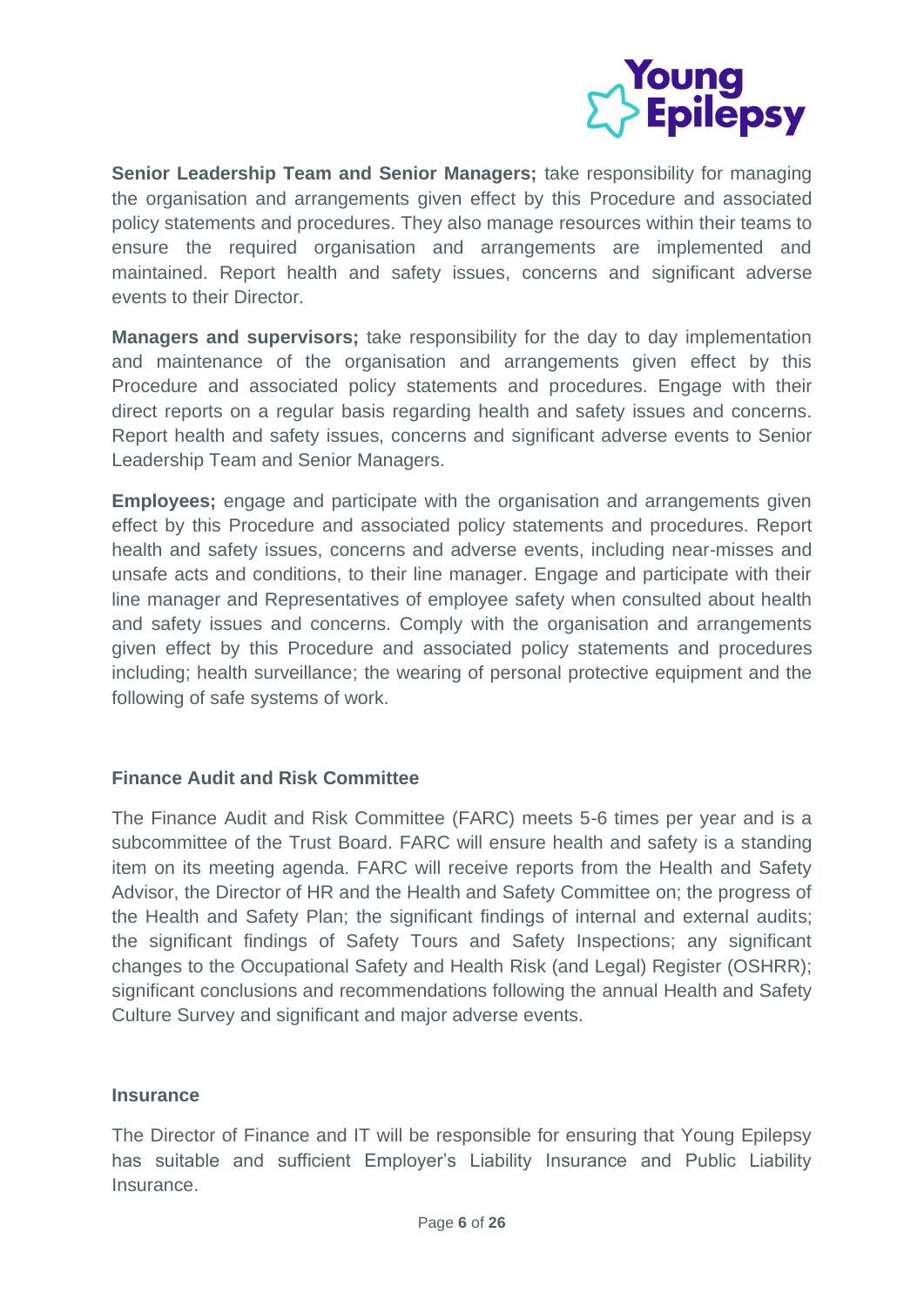**Senior Leadership Team and Senior Managers;** take responsibility for managing the organisation and arrangements given effect by this Procedure and associated policy statements and procedures. They also manage resources within their teams to ensure the required organisation and arrangements are implemented and maintained. Report health and safety issues, concerns and significant adverse events to their Director.

**Managers and supervisors;** take responsibility for the day to day implementation and maintenance of the organisation and arrangements given effect by this Procedure and associated policy statements and procedures. Engage with their direct reports on a regular basis regarding health and safety issues and concerns. Report health and safety issues, concerns and significant adverse events to Senior Leadership Team and Senior Managers.

**Employees;** engage and participate with the organisation and arrangements given effect by this Procedure and associated policy statements and procedures. Report health and safety issues, concerns and adverse events, including near-misses and unsafe acts and conditions, to their line manager. Engage and participate with their line manager and Representatives of employee safety when consulted about health and safety issues and concerns. Comply with the organisation and arrangements given effect by this Procedure and associated policy statements and procedures including; health surveillance; the wearing of personal protective equipment and the following of safe systems of work.

### Finance Audit and Risk Committee

The Finance Audit and Risk Committee (FARC) meets 5-6 times per year and is a subcommittee of the Trust Board. FARC will ensure health and safety is a standing item on its meeting agenda. FARC will receive reports from the Health and Safety Advisor, the Director of HR and the Health and Safety Committee on; the progress of the Health and Safety Plan; the significant findings of internal and external audits; the significant findings of Safety Tours and Safety Inspections; any significant changes to the Occupational Safety and Health Risk (and Legal) Register (OSHRR); significant conclusions and recommendations following the annual Health and Safety Culture Survey and significant and major adverse events.

### Insurance

The Director of Finance and IT will be responsible for ensuring that Young Epilepsy has suitable and sufficient Employer's Liability Insurance and Public Liability Insurance.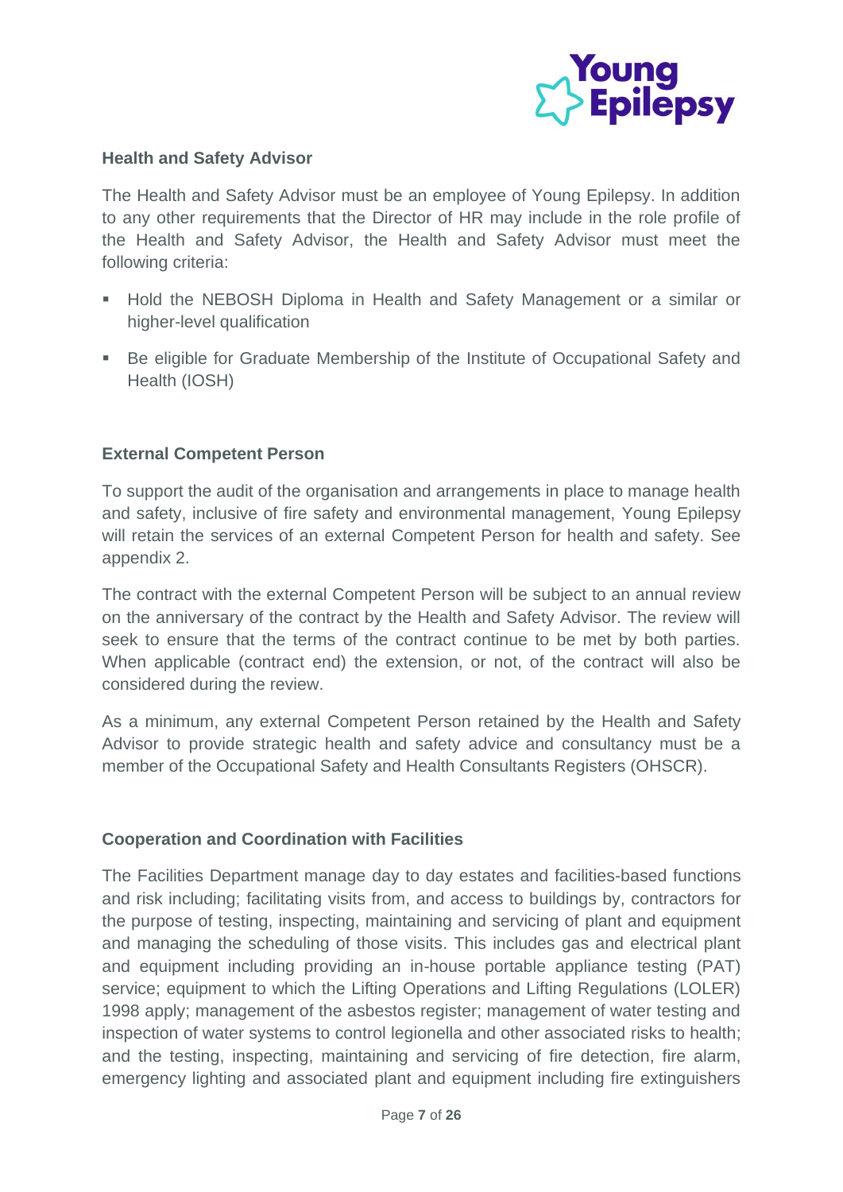### Health and Safety Advisor

The Health and Safety Advisor must be an employee of Young Epilepsy. In addition to any other requirements that the Director of HR may include in the role profile of the Health and Safety Advisor, the Health and Safety Advisor must meet the following criteria:

- Hold the NEBOSH Diploma in Health and Safety Management or a similar or higher-level qualification
- Be eligible for Graduate Membership of the Institute of Occupational Safety and Health (IOSH)

### External Competent Person

To support the audit of the organisation and arrangements in place to manage health and safety, inclusive of fire safety and environmental management, Young Epilepsy will retain the services of an external Competent Person for health and safety. See appendix 2.

The contract with the external Competent Person will be subject to an annual review on the anniversary of the contract by the Health and Safety Advisor. The review will seek to ensure that the terms of the contract continue to be met by both parties. When applicable (contract end) the extension, or not, of the contract will also be considered during the review.

As a minimum, any external Competent Person retained by the Health and Safety Advisor to provide strategic health and safety advice and consultancy must be a member of the Occupational Safety and Health Consultants Registers (OHSCR).

### Cooperation and Coordination with Facilities

The Facilities Department manage day to day estates and facilities-based functions and risk including; facilitating visits from, and access to buildings by, contractors for the purpose of testing, inspecting, maintaining and servicing of plant and equipment and managing the scheduling of those visits. This includes gas and electrical plant and equipment including providing an in-house portable appliance testing (PAT) service; equipment to which the Lifting Operations and Lifting Regulations (LOLER) 1998 apply; management of the asbestos register; management of water testing and inspection of water systems to control legionella and other associated risks to health; and the testing, inspecting, maintaining and servicing of fire detection, fire alarm, emergency lighting and associated plant and equipment including fire extinguishers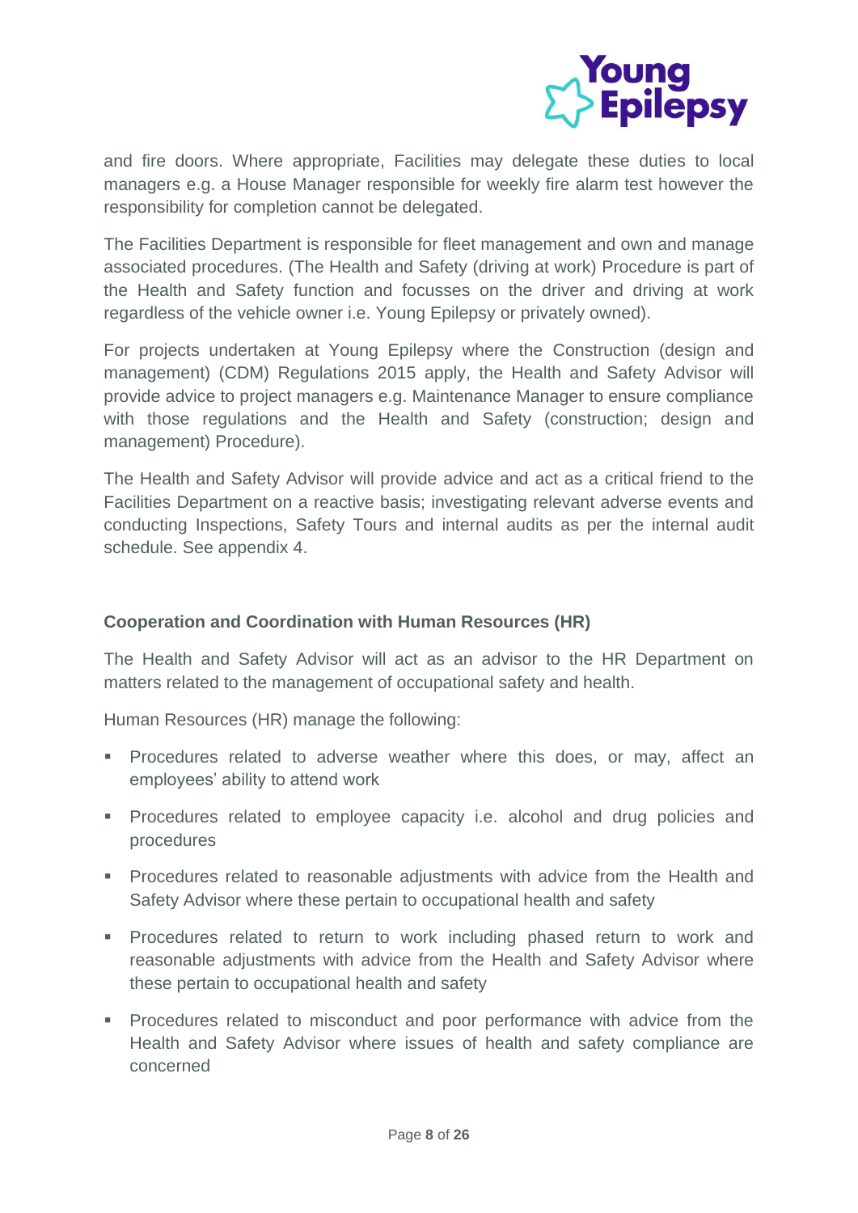and fire doors. Where appropriate, Facilities may delegate these duties to local managers e.g. a House Manager responsible for weekly fire alarm test however the responsibility for completion cannot be delegated.

The Facilities Department is responsible for fleet management and own and manage associated procedures. (The Health and Safety (driving at work) Procedure is part of the Health and Safety function and focusses on the driver and driving at work regardless of the vehicle owner i.e. Young Epilepsy or privately owned).

For projects undertaken at Young Epilepsy where the Construction (design and management) (CDM) Regulations 2015 apply, the Health and Safety Advisor will provide advice to project managers e.g. Maintenance Manager to ensure compliance with those regulations and the Health and Safety (construction; design and management) Procedure).

The Health and Safety Advisor will provide advice and act as a critical friend to the Facilities Department on a reactive basis; investigating relevant adverse events and conducting Inspections, Safety Tours and internal audits as per the internal audit schedule. See appendix 4.

**Cooperation and Coordination with Human Resources (HR)**

The Health and Safety Advisor will act as an advisor to the HR Department on matters related to the management of occupational safety and health.

Human Resources (HR) manage the following:

- Procedures related to adverse weather where this does, or may, affect an employees' ability to attend work
- Procedures related to employee capacity i.e. alcohol and drug policies and procedures
- Procedures related to reasonable adjustments with advice from the Health and Safety Advisor where these pertain to occupational health and safety
- Procedures related to return to work including phased return to work and reasonable adjustments with advice from the Health and Safety Advisor where these pertain to occupational health and safety
- Procedures related to misconduct and poor performance with advice from the Health and Safety Advisor where issues of health and safety compliance are concerned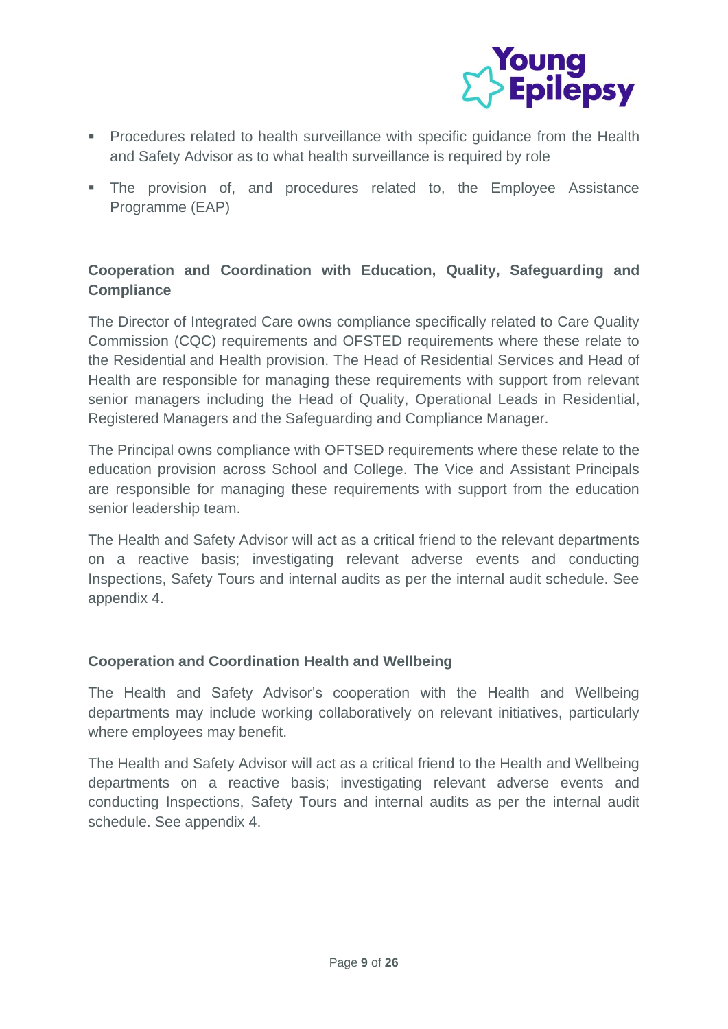- Procedures related to health surveillance with specific guidance from the Health and Safety Advisor as to what health surveillance is required by role
- The provision of, and procedures related to, the Employee Assistance Programme (EAP)

**Cooperation and Coordination with Education, Quality, Safeguarding and Compliance**

The Director of Integrated Care owns compliance specifically related to Care Quality Commission (CQC) requirements and OFSTED requirements where these relate to the Residential and Health provision. The Head of Residential Services and Head of Health are responsible for managing these requirements with support from relevant senior managers including the Head of Quality, Operational Leads in Residential, Registered Managers and the Safeguarding and Compliance Manager.

The Principal owns compliance with OFTSED requirements where these relate to the education provision across School and College. The Vice and Assistant Principals are responsible for managing these requirements with support from the education senior leadership team.

The Health and Safety Advisor will act as a critical friend to the relevant departments on a reactive basis; investigating relevant adverse events and conducting Inspections, Safety Tours and internal audits as per the internal audit schedule. See appendix 4.

**Cooperation and Coordination Health and Wellbeing**

The Health and Safety Advisor's cooperation with the Health and Wellbeing departments may include working collaboratively on relevant initiatives, particularly where employees may benefit.

The Health and Safety Advisor will act as a critical friend to the Health and Wellbeing departments on a reactive basis; investigating relevant adverse events and conducting Inspections, Safety Tours and internal audits as per the internal audit schedule. See appendix 4.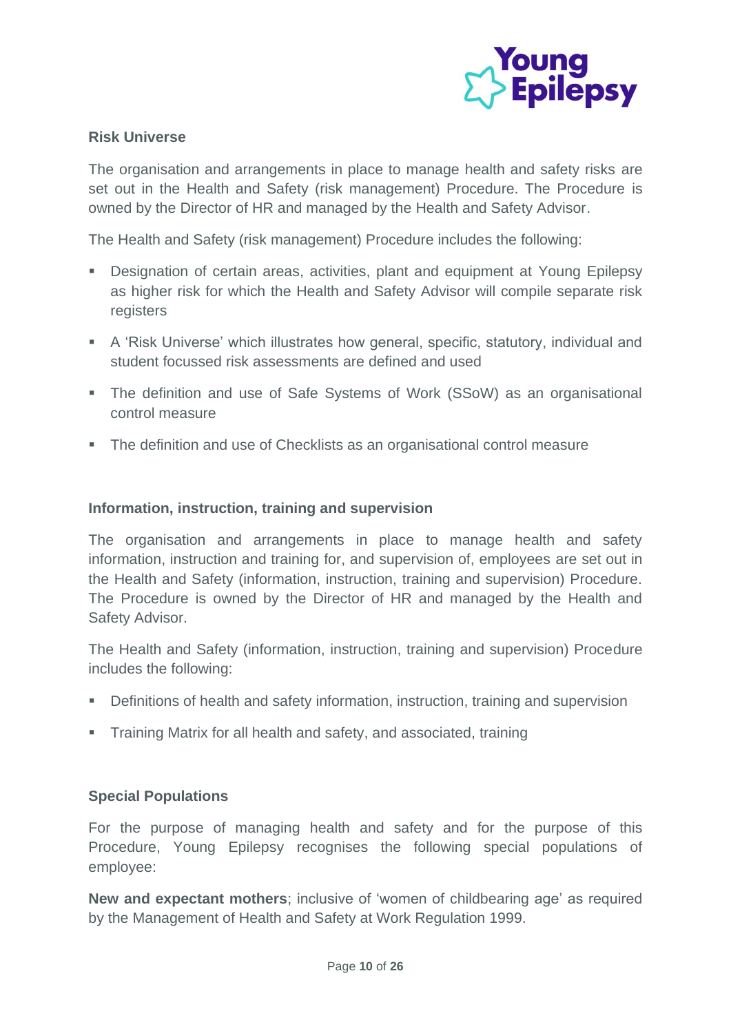### Risk Universe

The organisation and arrangements in place to manage health and safety risks are set out in the Health and Safety (risk management) Procedure. The Procedure is owned by the Director of HR and managed by the Health and Safety Advisor.

The Health and Safety (risk management) Procedure includes the following:

- Designation of certain areas, activities, plant and equipment at Young Epilepsy as higher risk for which the Health and Safety Advisor will compile separate risk registers
- A 'Risk Universe' which illustrates how general, specific, statutory, individual and student focussed risk assessments are defined and used
- The definition and use of Safe Systems of Work (SSoW) as an organisational control measure
- The definition and use of Checklists as an organisational control measure

### Information, instruction, training and supervision

The organisation and arrangements in place to manage health and safety information, instruction and training for, and supervision of, employees are set out in the Health and Safety (information, instruction, training and supervision) Procedure. The Procedure is owned by the Director of HR and managed by the Health and Safety Advisor.

The Health and Safety (information, instruction, training and supervision) Procedure includes the following:

- Definitions of health and safety information, instruction, training and supervision
- Training Matrix for all health and safety, and associated, training

### Special Populations

For the purpose of managing health and safety and for the purpose of this Procedure, Young Epilepsy recognises the following special populations of employee:

**New and expectant mothers**; inclusive of 'women of childbearing age' as required by the Management of Health and Safety at Work Regulation 1999.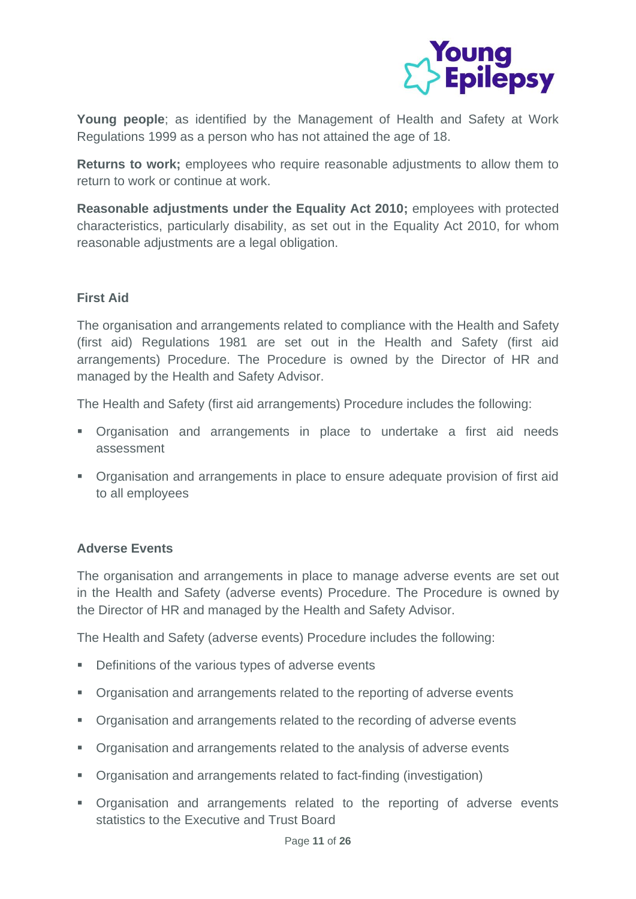**Young people**; as identified by the Management of Health and Safety at Work Regulations 1999 as a person who has not attained the age of 18.

**Returns to work;** employees who require reasonable adjustments to allow them to return to work or continue at work.

**Reasonable adjustments under the Equality Act 2010;** employees with protected characteristics, particularly disability, as set out in the Equality Act 2010, for whom reasonable adjustments are a legal obligation.

### First Aid

The organisation and arrangements related to compliance with the Health and Safety (first aid) Regulations 1981 are set out in the Health and Safety (first aid arrangements) Procedure. The Procedure is owned by the Director of HR and managed by the Health and Safety Advisor.

The Health and Safety (first aid arrangements) Procedure includes the following:

- Organisation and arrangements in place to undertake a first aid needs assessment
- Organisation and arrangements in place to ensure adequate provision of first aid to all employees

### Adverse Events

The organisation and arrangements in place to manage adverse events are set out in the Health and Safety (adverse events) Procedure. The Procedure is owned by the Director of HR and managed by the Health and Safety Advisor.

The Health and Safety (adverse events) Procedure includes the following:

- Definitions of the various types of adverse events
- Organisation and arrangements related to the reporting of adverse events
- Organisation and arrangements related to the recording of adverse events
- Organisation and arrangements related to the analysis of adverse events
- Organisation and arrangements related to fact-finding (investigation)
- Organisation and arrangements related to the reporting of adverse events statistics to the Executive and Trust Board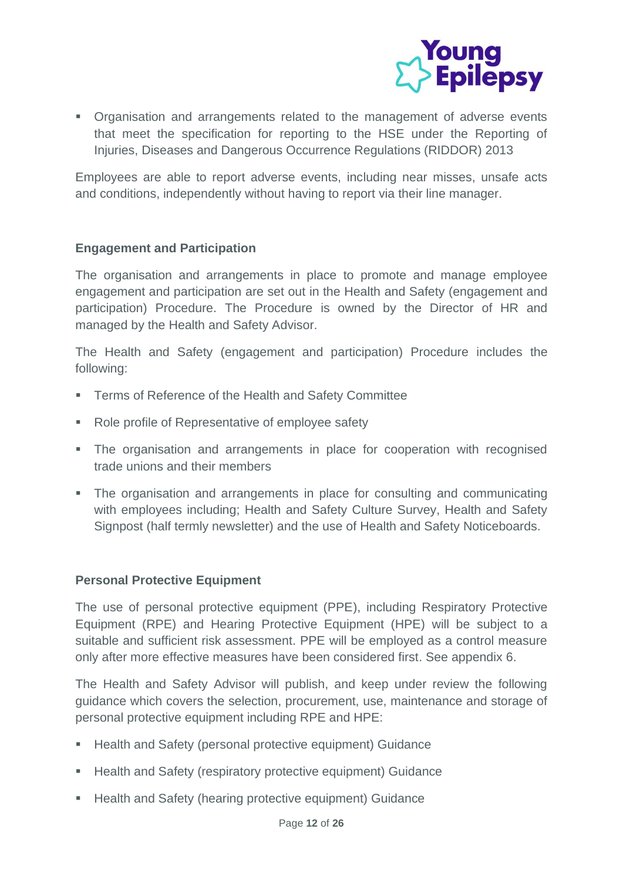- Organisation and arrangements related to the management of adverse events that meet the specification for reporting to the HSE under the Reporting of Injuries, Diseases and Dangerous Occurrence Regulations (RIDDOR) 2013

Employees are able to report adverse events, including near misses, unsafe acts and conditions, independently without having to report via their line manager.

### Engagement and Participation

The organisation and arrangements in place to promote and manage employee engagement and participation are set out in the Health and Safety (engagement and participation) Procedure. The Procedure is owned by the Director of HR and managed by the Health and Safety Advisor.

The Health and Safety (engagement and participation) Procedure includes the following:

- Terms of Reference of the Health and Safety Committee
- Role profile of Representative of employee safety
- The organisation and arrangements in place for cooperation with recognised trade unions and their members
- The organisation and arrangements in place for consulting and communicating with employees including; Health and Safety Culture Survey, Health and Safety Signpost (half termly newsletter) and the use of Health and Safety Noticeboards.

### Personal Protective Equipment

The use of personal protective equipment (PPE), including Respiratory Protective Equipment (RPE) and Hearing Protective Equipment (HPE) will be subject to a suitable and sufficient risk assessment. PPE will be employed as a control measure only after more effective measures have been considered first. See appendix 6.

The Health and Safety Advisor will publish, and keep under review the following guidance which covers the selection, procurement, use, maintenance and storage of personal protective equipment including RPE and HPE:

- Health and Safety (personal protective equipment) Guidance
- Health and Safety (respiratory protective equipment) Guidance
- Health and Safety (hearing protective equipment) Guidance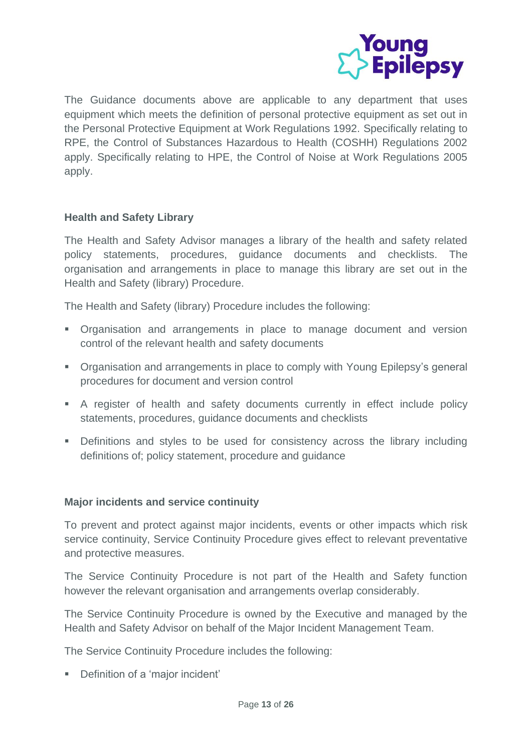The Guidance documents above are applicable to any department that uses equipment which meets the definition of personal protective equipment as set out in the Personal Protective Equipment at Work Regulations 1992. Specifically relating to RPE, the Control of Substances Hazardous to Health (COSHH) Regulations 2002 apply. Specifically relating to HPE, the Control of Noise at Work Regulations 2005 apply.

**Health and Safety Library**

The Health and Safety Advisor manages a library of the health and safety related policy statements, procedures, guidance documents and checklists. The organisation and arrangements in place to manage this library are set out in the Health and Safety (library) Procedure.

The Health and Safety (library) Procedure includes the following:

- Organisation and arrangements in place to manage document and version control of the relevant health and safety documents
- Organisation and arrangements in place to comply with Young Epilepsy's general procedures for document and version control
- A register of health and safety documents currently in effect include policy statements, procedures, guidance documents and checklists
- Definitions and styles to be used for consistency across the library including definitions of; policy statement, procedure and guidance

**Major incidents and service continuity**

To prevent and protect against major incidents, events or other impacts which risk service continuity, Service Continuity Procedure gives effect to relevant preventative and protective measures.

The Service Continuity Procedure is not part of the Health and Safety function however the relevant organisation and arrangements overlap considerably.

The Service Continuity Procedure is owned by the Executive and managed by the Health and Safety Advisor on behalf of the Major Incident Management Team.

The Service Continuity Procedure includes the following:

- Definition of a 'major incident'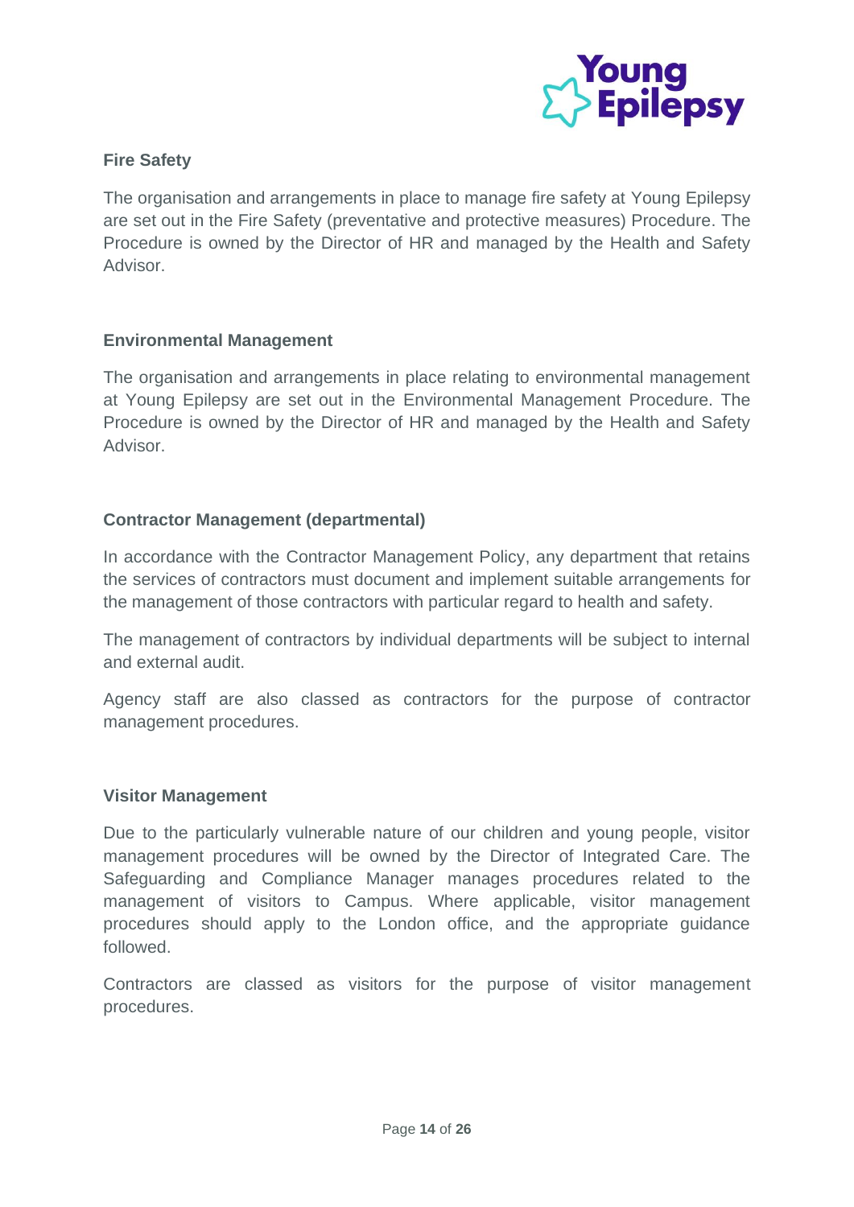### Fire Safety

The organisation and arrangements in place to manage fire safety at Young Epilepsy are set out in the Fire Safety (preventative and protective measures) Procedure. The Procedure is owned by the Director of HR and managed by the Health and Safety Advisor.

### Environmental Management

The organisation and arrangements in place relating to environmental management at Young Epilepsy are set out in the Environmental Management Procedure. The Procedure is owned by the Director of HR and managed by the Health and Safety Advisor.

### Contractor Management (departmental)

In accordance with the Contractor Management Policy, any department that retains the services of contractors must document and implement suitable arrangements for the management of those contractors with particular regard to health and safety.

The management of contractors by individual departments will be subject to internal and external audit.

Agency staff are also classed as contractors for the purpose of contractor management procedures.

### Visitor Management

Due to the particularly vulnerable nature of our children and young people, visitor management procedures will be owned by the Director of Integrated Care. The Safeguarding and Compliance Manager manages procedures related to the management of visitors to Campus. Where applicable, visitor management procedures should apply to the London office, and the appropriate guidance followed.

Contractors are classed as visitors for the purpose of visitor management procedures.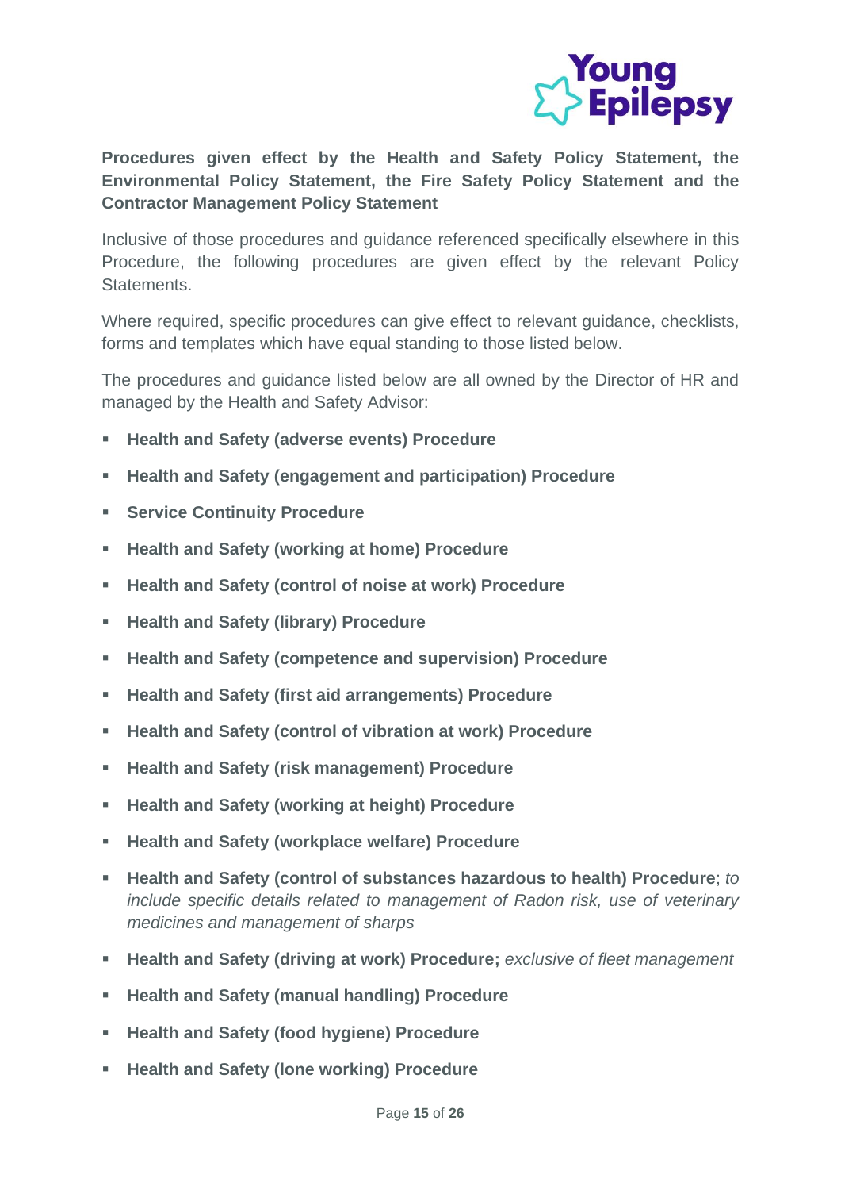**Procedures given effect by the Health and Safety Policy Statement, the Environmental Policy Statement, the Fire Safety Policy Statement and the Contractor Management Policy Statement**

Inclusive of those procedures and guidance referenced specifically elsewhere in this Procedure, the following procedures are given effect by the relevant Policy Statements.

Where required, specific procedures can give effect to relevant guidance, checklists, forms and templates which have equal standing to those listed below.

The procedures and guidance listed below are all owned by the Director of HR and managed by the Health and Safety Advisor:

- **Health and Safety (adverse events) Procedure**
- **Health and Safety (engagement and participation) Procedure**
- **Service Continuity Procedure**
- **Health and Safety (working at home) Procedure**
- **Health and Safety (control of noise at work) Procedure**
- **Health and Safety (library) Procedure**
- **Health and Safety (competence and supervision) Procedure**
- **Health and Safety (first aid arrangements) Procedure**
- **Health and Safety (control of vibration at work) Procedure**
- **Health and Safety (risk management) Procedure**
- **Health and Safety (working at height) Procedure**
- **Health and Safety (workplace welfare) Procedure**
- **Health and Safety (control of substances hazardous to health) Procedure**; *to include specific details related to management of Radon risk, use of veterinary medicines and management of sharps*
- **Health and Safety (driving at work) Procedure;** *exclusive of fleet management*
- **Health and Safety (manual handling) Procedure**
- **Health and Safety (food hygiene) Procedure**
- **Health and Safety (lone working) Procedure**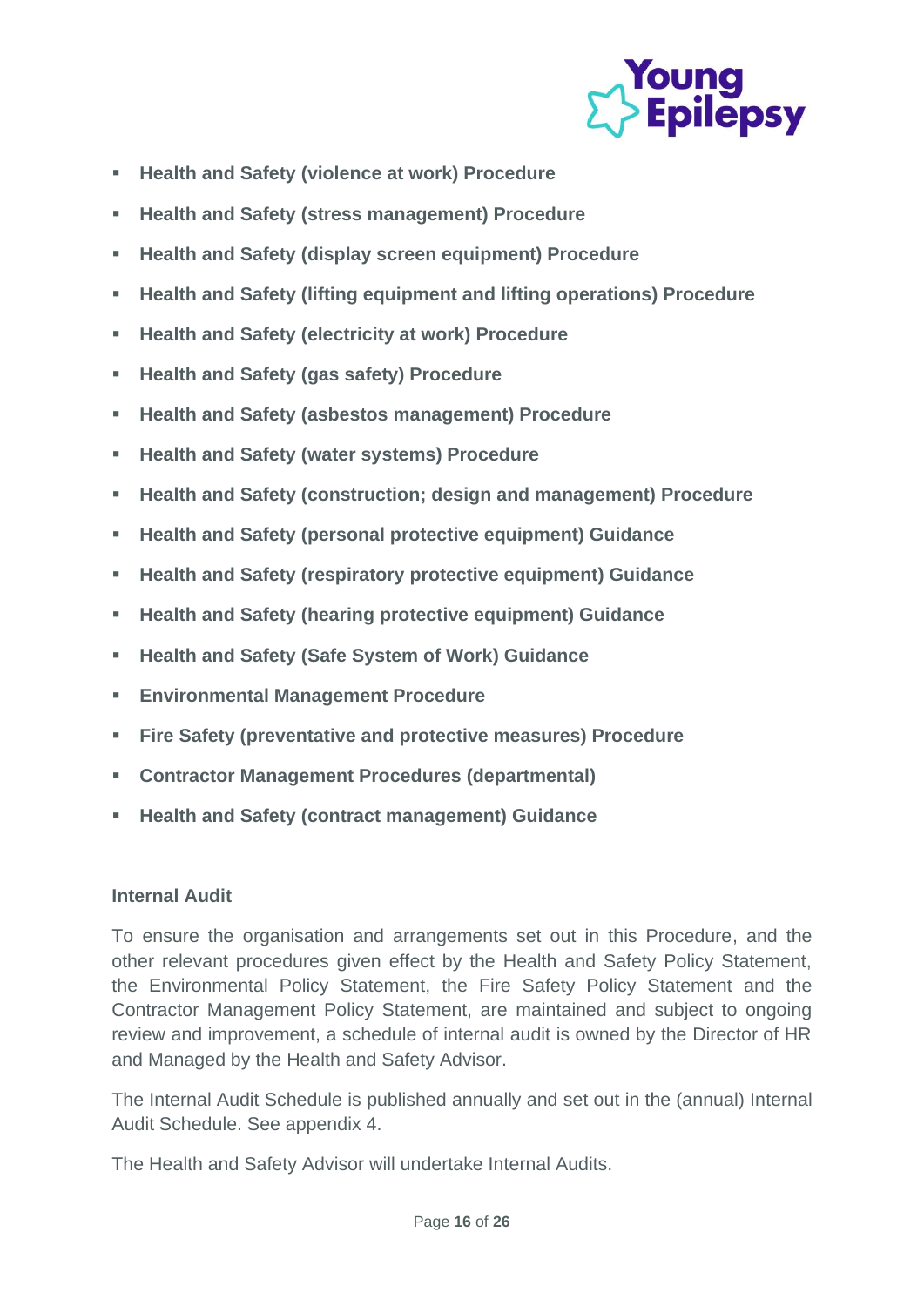- **Health and Safety (violence at work) Procedure**
- **Health and Safety (stress management) Procedure**
- **Health and Safety (display screen equipment) Procedure**
- **Health and Safety (lifting equipment and lifting operations) Procedure**
- **Health and Safety (electricity at work) Procedure**
- **Health and Safety (gas safety) Procedure**
- **Health and Safety (asbestos management) Procedure**
- **Health and Safety (water systems) Procedure**
- **Health and Safety (construction; design and management) Procedure**
- **Health and Safety (personal protective equipment) Guidance**
- **Health and Safety (respiratory protective equipment) Guidance**
- **Health and Safety (hearing protective equipment) Guidance**
- **Health and Safety (Safe System of Work) Guidance**
- **Environmental Management Procedure**
- **Fire Safety (preventative and protective measures) Procedure**
- **Contractor Management Procedures (departmental)**
- **Health and Safety (contract management) Guidance**

### Internal Audit

To ensure the organisation and arrangements set out in this Procedure, and the other relevant procedures given effect by the Health and Safety Policy Statement, the Environmental Policy Statement, the Fire Safety Policy Statement and the Contractor Management Policy Statement, are maintained and subject to ongoing review and improvement, a schedule of internal audit is owned by the Director of HR and Managed by the Health and Safety Advisor.

The Internal Audit Schedule is published annually and set out in the (annual) Internal Audit Schedule. See appendix 4.

The Health and Safety Advisor will undertake Internal Audits.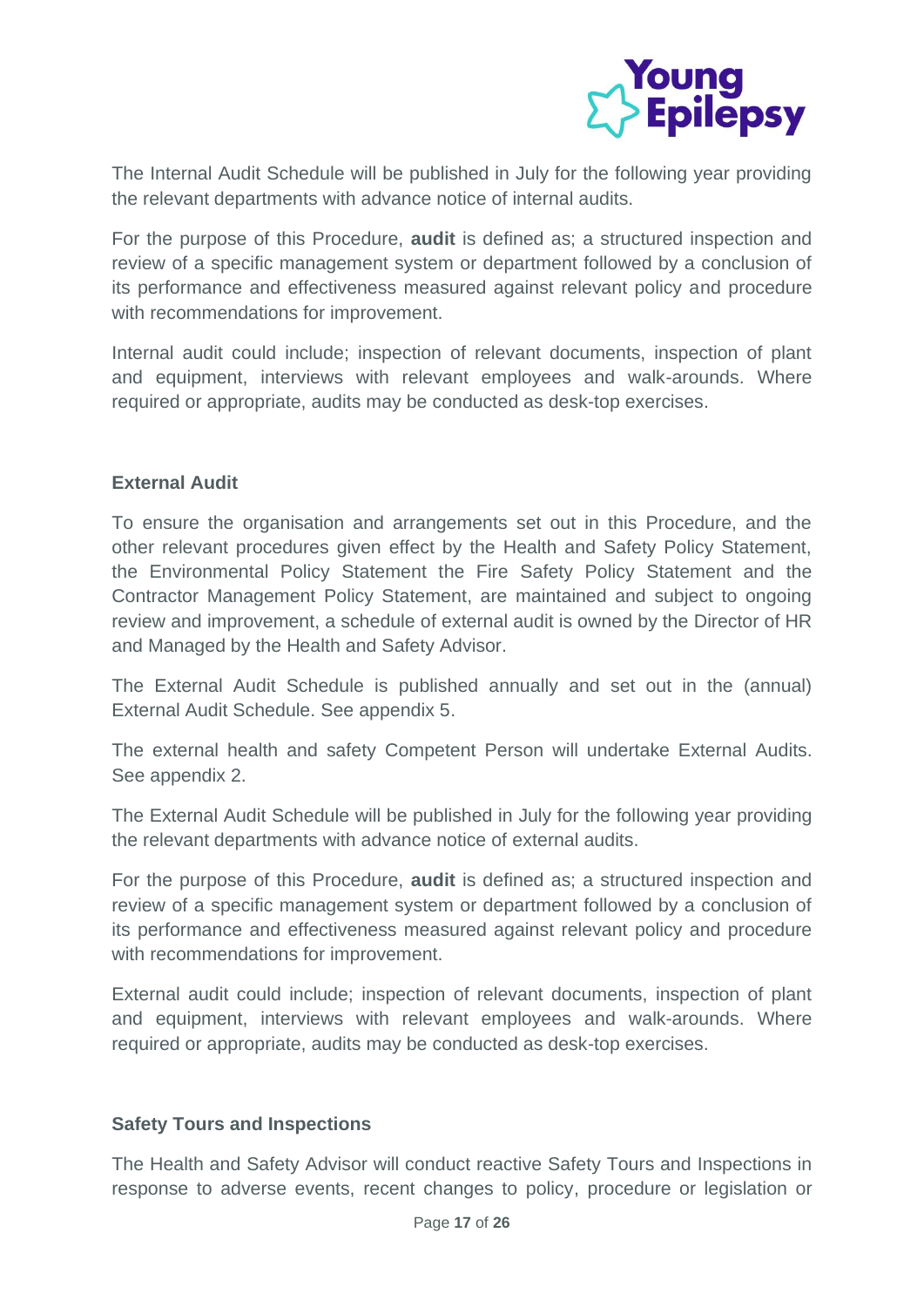The Internal Audit Schedule will be published in July for the following year providing the relevant departments with advance notice of internal audits.

For the purpose of this Procedure, **audit** is defined as; a structured inspection and review of a specific management system or department followed by a conclusion of its performance and effectiveness measured against relevant policy and procedure with recommendations for improvement.

Internal audit could include; inspection of relevant documents, inspection of plant and equipment, interviews with relevant employees and walk-arounds. Where required or appropriate, audits may be conducted as desk-top exercises.

**External Audit**

To ensure the organisation and arrangements set out in this Procedure, and the other relevant procedures given effect by the Health and Safety Policy Statement, the Environmental Policy Statement the Fire Safety Policy Statement and the Contractor Management Policy Statement, are maintained and subject to ongoing review and improvement, a schedule of external audit is owned by the Director of HR and Managed by the Health and Safety Advisor.

The External Audit Schedule is published annually and set out in the (annual) External Audit Schedule. See appendix 5.

The external health and safety Competent Person will undertake External Audits. See appendix 2.

The External Audit Schedule will be published in July for the following year providing the relevant departments with advance notice of external audits.

For the purpose of this Procedure, **audit** is defined as; a structured inspection and review of a specific management system or department followed by a conclusion of its performance and effectiveness measured against relevant policy and procedure with recommendations for improvement.

External audit could include; inspection of relevant documents, inspection of plant and equipment, interviews with relevant employees and walk-arounds. Where required or appropriate, audits may be conducted as desk-top exercises.

**Safety Tours and Inspections**

The Health and Safety Advisor will conduct reactive Safety Tours and Inspections in response to adverse events, recent changes to policy, procedure or legislation or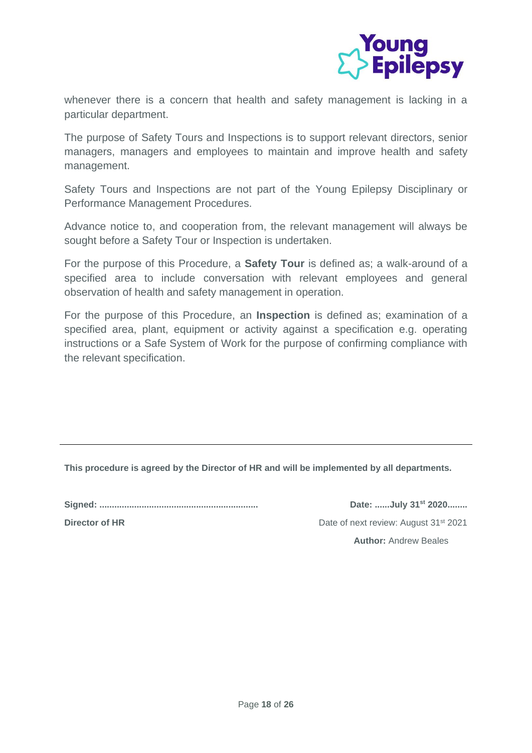whenever there is a concern that health and safety management is lacking in a particular department.

The purpose of Safety Tours and Inspections is to support relevant directors, senior managers, managers and employees to maintain and improve health and safety management.

Safety Tours and Inspections are not part of the Young Epilepsy Disciplinary or Performance Management Procedures.

Advance notice to, and cooperation from, the relevant management will always be sought before a Safety Tour or Inspection is undertaken.

For the purpose of this Procedure, a **Safety Tour** is defined as; a walk-around of a specified area to include conversation with relevant employees and general observation of health and safety management in operation.

For the purpose of this Procedure, an **Inspection** is defined as; examination of a specified area, plant, equipment or activity against a specification e.g. operating instructions or a Safe System of Work for the purpose of confirming compliance with the relevant specification.

---

**This procedure is agreed by the Director of HR and will be implemented by all departments.**

**Signed: ...............................................................** **Date: ......July 31st 2020........**

**Director of HR**

Date of next review: August 31st 2021

**Author:** Andrew Beales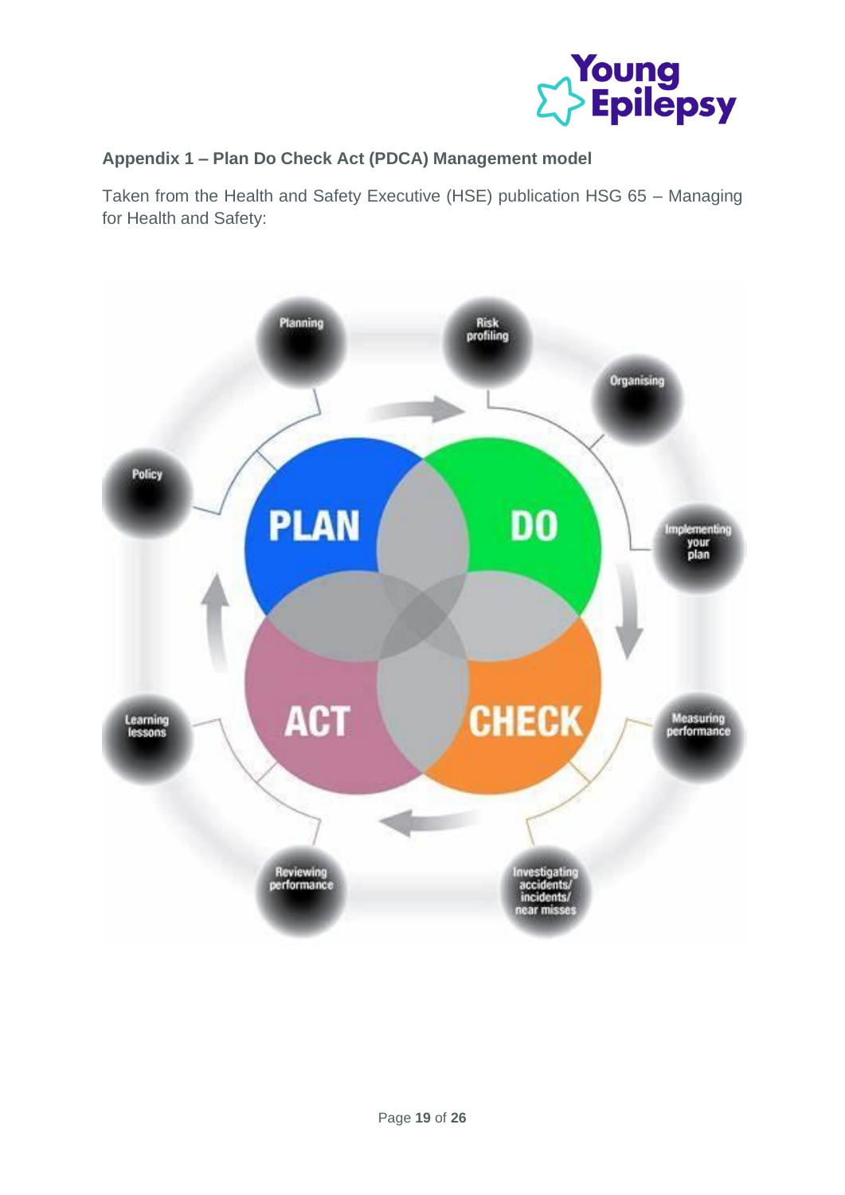## Appendix 1 – Plan Do Check Act (PDCA) Management model

Taken from the Health and Safety Executive (HSE) publication HSG 65 – Managing for Health and Safety:

PLAN
DO
CHECK
ACT

Planning
Risk profiling
Organising
Implementing your plan
Measuring performance
Investigating accidents/ incidents/ near misses
Reviewing performance
Learning lessons
Policy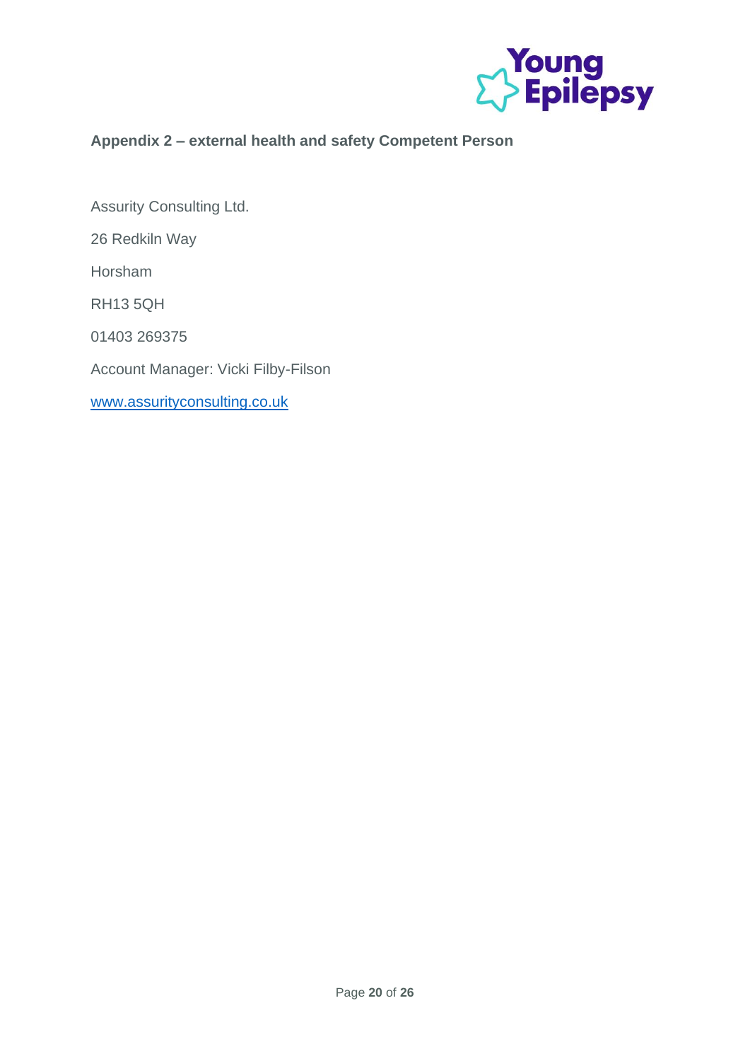## Appendix 2 – external health and safety Competent Person

Assurity Consulting Ltd.

26 Redkiln Way

Horsham

RH13 5QH

01403 269375

Account Manager: Vicki Filby-Filson

[www.assurityconsulting.co.uk](http://www.assurityconsulting.co.uk)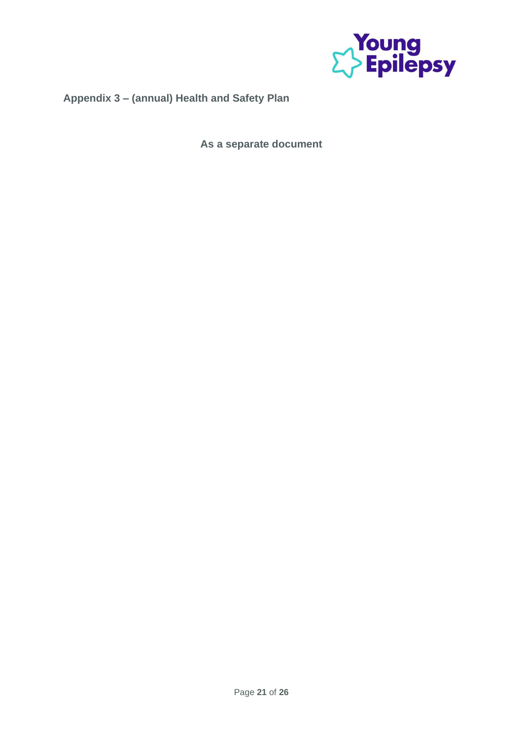## Appendix 3 – (annual) Health and Safety Plan

**As a separate document**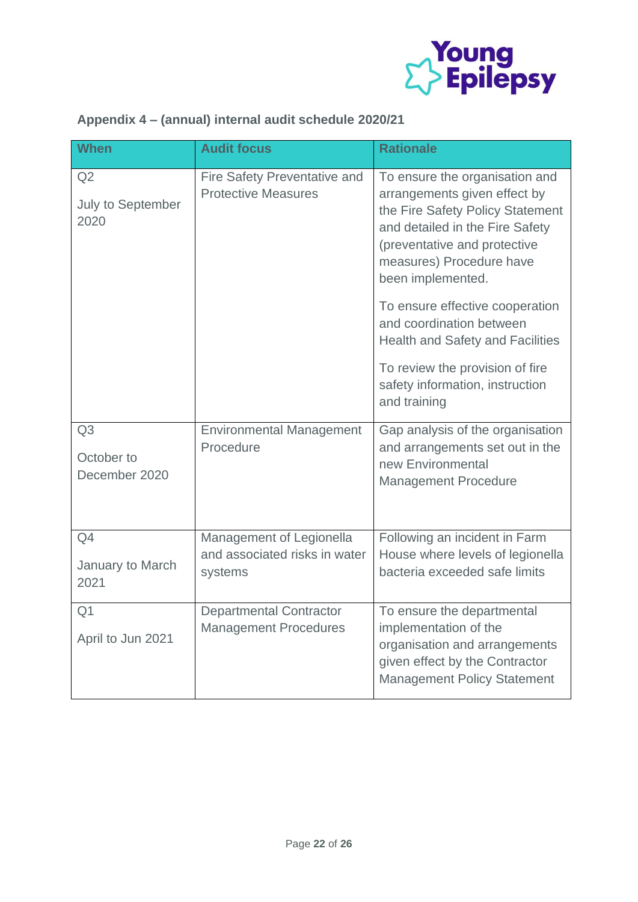### Appendix 4 – (annual) internal audit schedule 2020/21

| When | Audit focus | Rationale |
|---|---|---|
| Q2<br><br>July to September 2020 | Fire Safety Preventative and Protective Measures | To ensure the organisation and arrangements given effect by the Fire Safety Policy Statement and detailed in the Fire Safety (preventative and protective measures) Procedure have been implemented.<br><br>To ensure effective cooperation and coordination between Health and Safety and Facilities<br><br>To review the provision of fire safety information, instruction and training |
| Q3<br><br>October to December 2020 | Environmental Management Procedure | Gap analysis of the organisation and arrangements set out in the new Environmental Management Procedure |
| Q4<br><br>January to March 2021 | Management of Legionella and associated risks in water systems | Following an incident in Farm House where levels of legionella bacteria exceeded safe limits |
| Q1<br><br>April to Jun 2021 | Departmental Contractor Management Procedures | To ensure the departmental implementation of the organisation and arrangements given effect by the Contractor Management Policy Statement |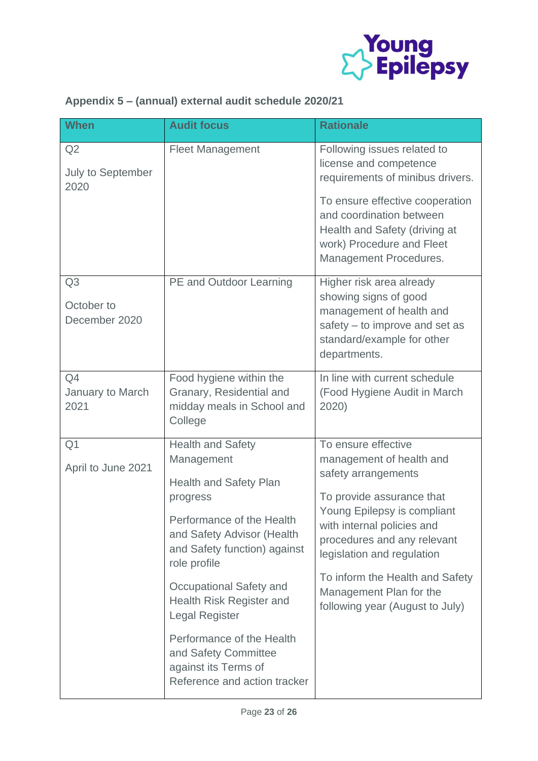### Appendix 5 – (annual) external audit schedule 2020/21

| When | Audit focus | Rationale |
|---|---|---|
| Q2<br><br>July to September 2020 | Fleet Management | Following issues related to license and competence requirements of minibus drivers.<br><br>To ensure effective cooperation and coordination between Health and Safety (driving at work) Procedure and Fleet Management Procedures. |
| Q3<br><br>October to December 2020 | PE and Outdoor Learning | Higher risk area already showing signs of good management of health and safety – to improve and set as standard/example for other departments. |
| Q4<br>January to March 2021 | Food hygiene within the Granary, Residential and midday meals in School and College | In line with current schedule (Food Hygiene Audit in March 2020) |
| Q1<br><br>April to June 2021 | Health and Safety Management<br><br>Health and Safety Plan progress<br><br>Performance of the Health and Safety Advisor (Health and Safety function) against role profile<br><br>Occupational Safety and Health Risk Register and Legal Register<br><br>Performance of the Health and Safety Committee against its Terms of Reference and action tracker | To ensure effective management of health and safety arrangements<br><br>To provide assurance that Young Epilepsy is compliant with internal policies and procedures and any relevant legislation and regulation<br><br>To inform the Health and Safety Management Plan for the following year (August to July) |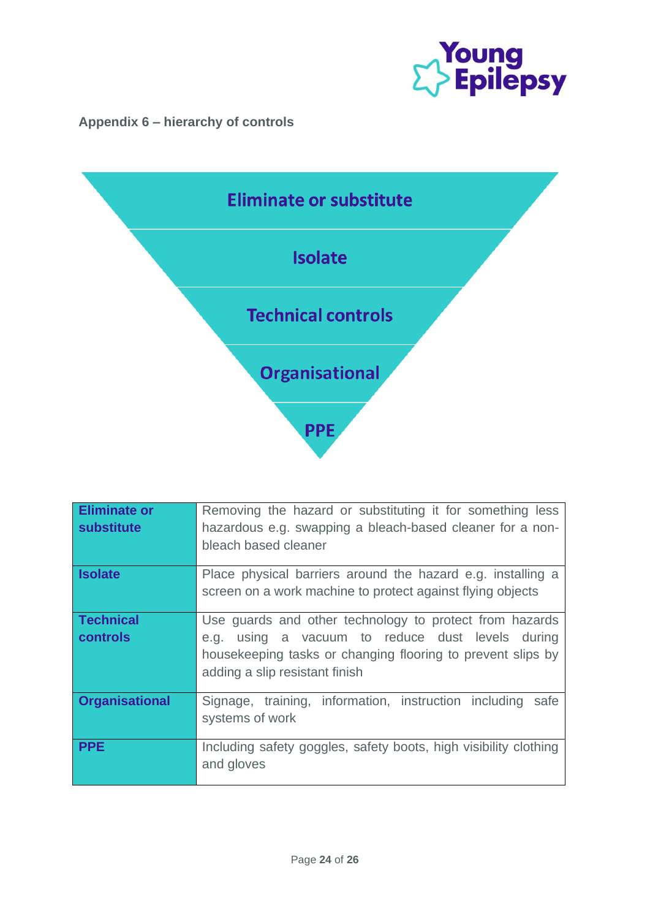**Appendix 6 – hierarchy of controls**

Eliminate or substitute

Isolate

Technical controls

Organisational

PPE

| | |
|---|---|
| **Eliminate or substitute** | Removing the hazard or substituting it for something less hazardous e.g. swapping a bleach-based cleaner for a non-bleach based cleaner |
| **Isolate** | Place physical barriers around the hazard e.g. installing a screen on a work machine to protect against flying objects |
| **Technical controls** | Use guards and other technology to protect from hazards e.g. using a vacuum to reduce dust levels during housekeeping tasks or changing flooring to prevent slips by adding a slip resistant finish |
| **Organisational** | Signage, training, information, instruction including safe systems of work |
| **PPE** | Including safety goggles, safety boots, high visibility clothing and gloves |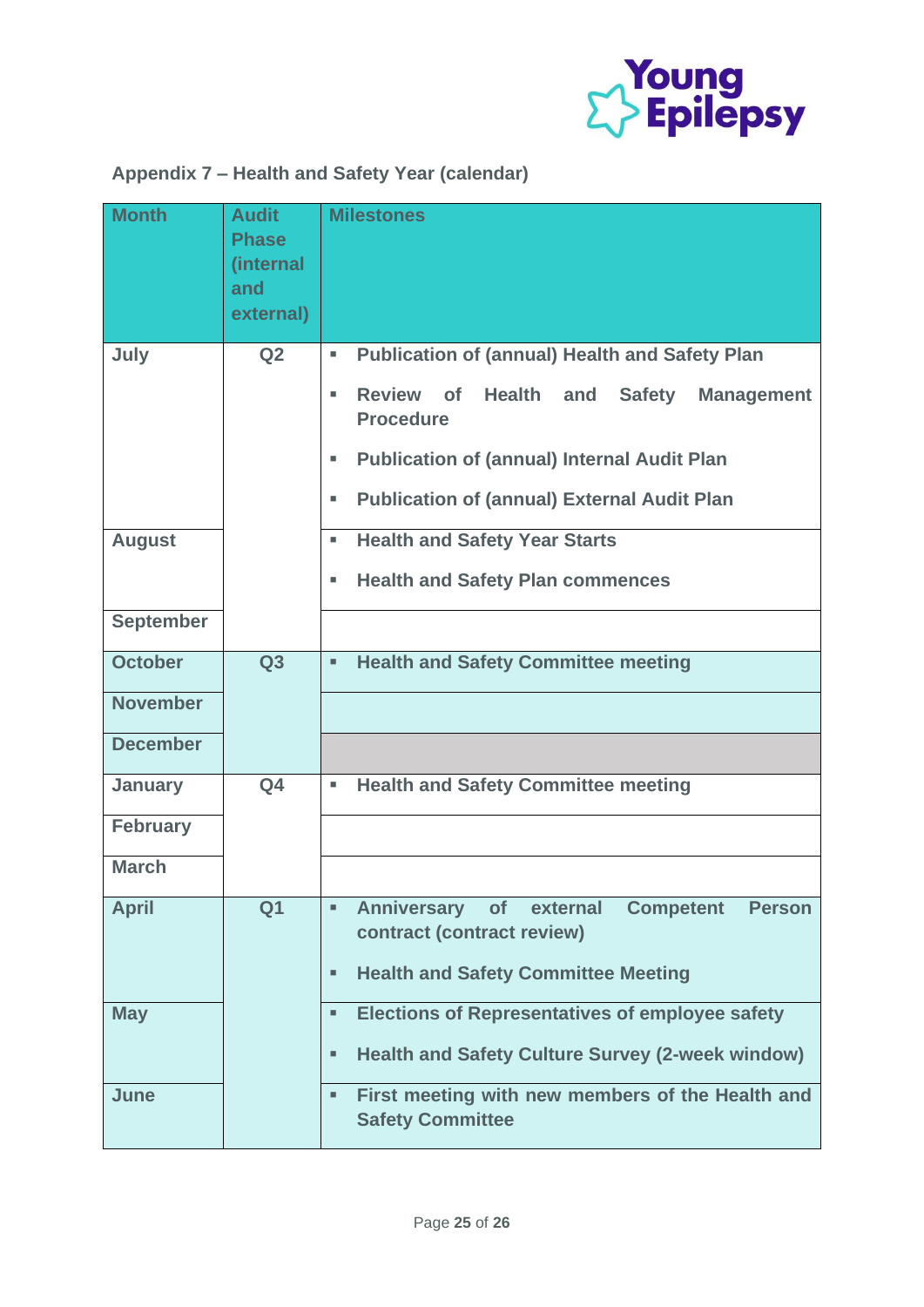## Appendix 7 – Health and Safety Year (calendar)

| Month | Audit Phase (internal and external) | Milestones |
|---|---|---|
| July | Q2 | ▪ Publication of (annual) Health and Safety Plan<br>▪ Review of Health and Safety Management Procedure<br>▪ Publication of (annual) Internal Audit Plan<br>▪ Publication of (annual) External Audit Plan |
| August | | ▪ Health and Safety Year Starts<br>▪ Health and Safety Plan commences |
| September | | |
| October | Q3 | ▪ Health and Safety Committee meeting |
| November | | |
| December | | |
| January | Q4 | ▪ Health and Safety Committee meeting |
| February | | |
| March | | |
| April | Q1 | ▪ Anniversary of external Competent Person contract (contract review)<br>▪ Health and Safety Committee Meeting |
| May | | ▪ Elections of Representatives of employee safety<br>▪ Health and Safety Culture Survey (2-week window) |
| June | | ▪ First meeting with new members of the Health and Safety Committee |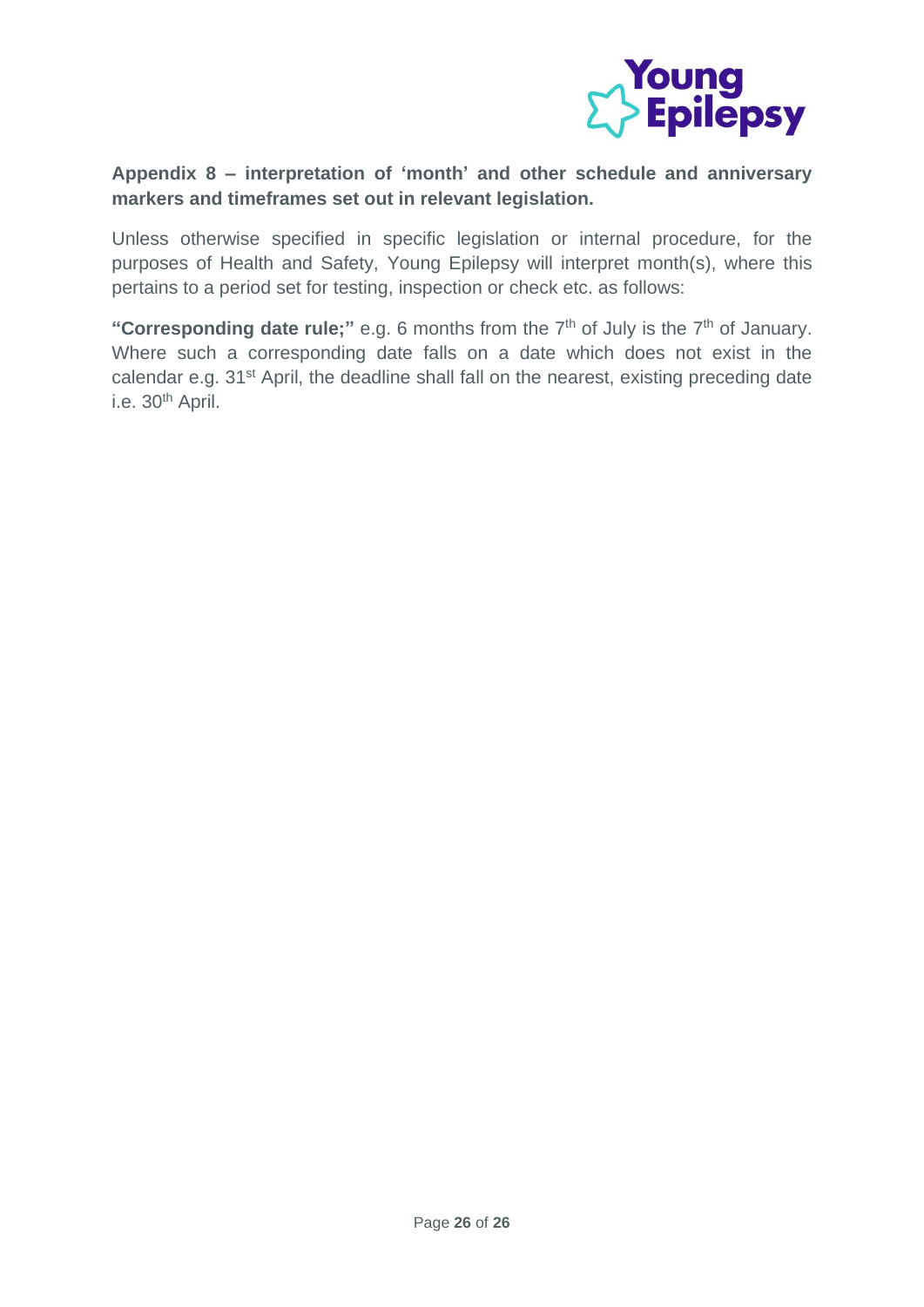**Appendix 8 – interpretation of 'month' and other schedule and anniversary markers and timeframes set out in relevant legislation.**

Unless otherwise specified in specific legislation or internal procedure, for the purposes of Health and Safety, Young Epilepsy will interpret month(s), where this pertains to a period set for testing, inspection or check etc. as follows:

**"Corresponding date rule;"** e.g. 6 months from the 7th of July is the 7th of January. Where such a corresponding date falls on a date which does not exist in the calendar e.g. 31st April, the deadline shall fall on the nearest, existing preceding date i.e. 30th April.